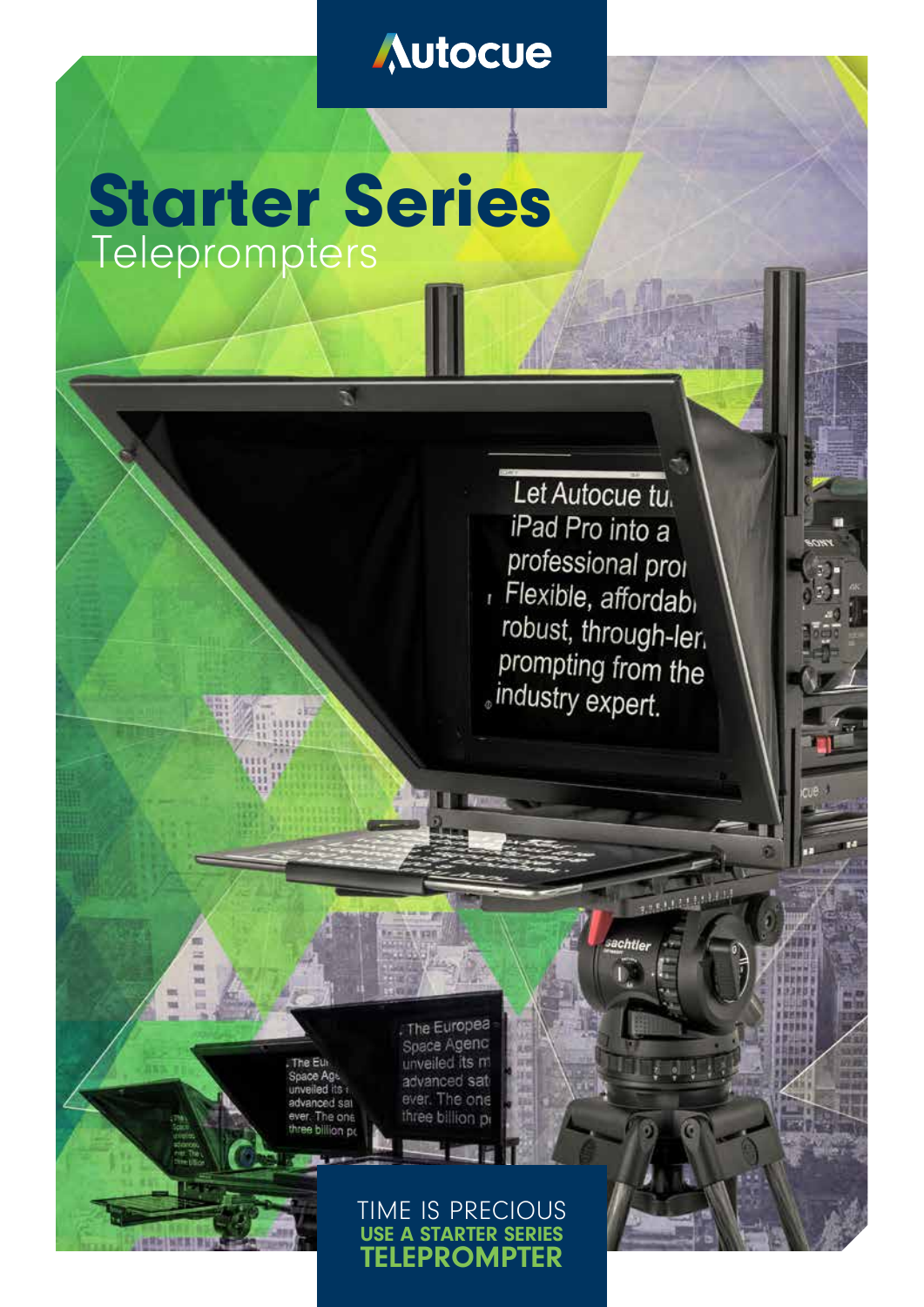Autocue

# Starter Series

## Teleprompters

TIME IS PRECIOUS

**USE A STARTER SERIES**

**TELEPROMPTER**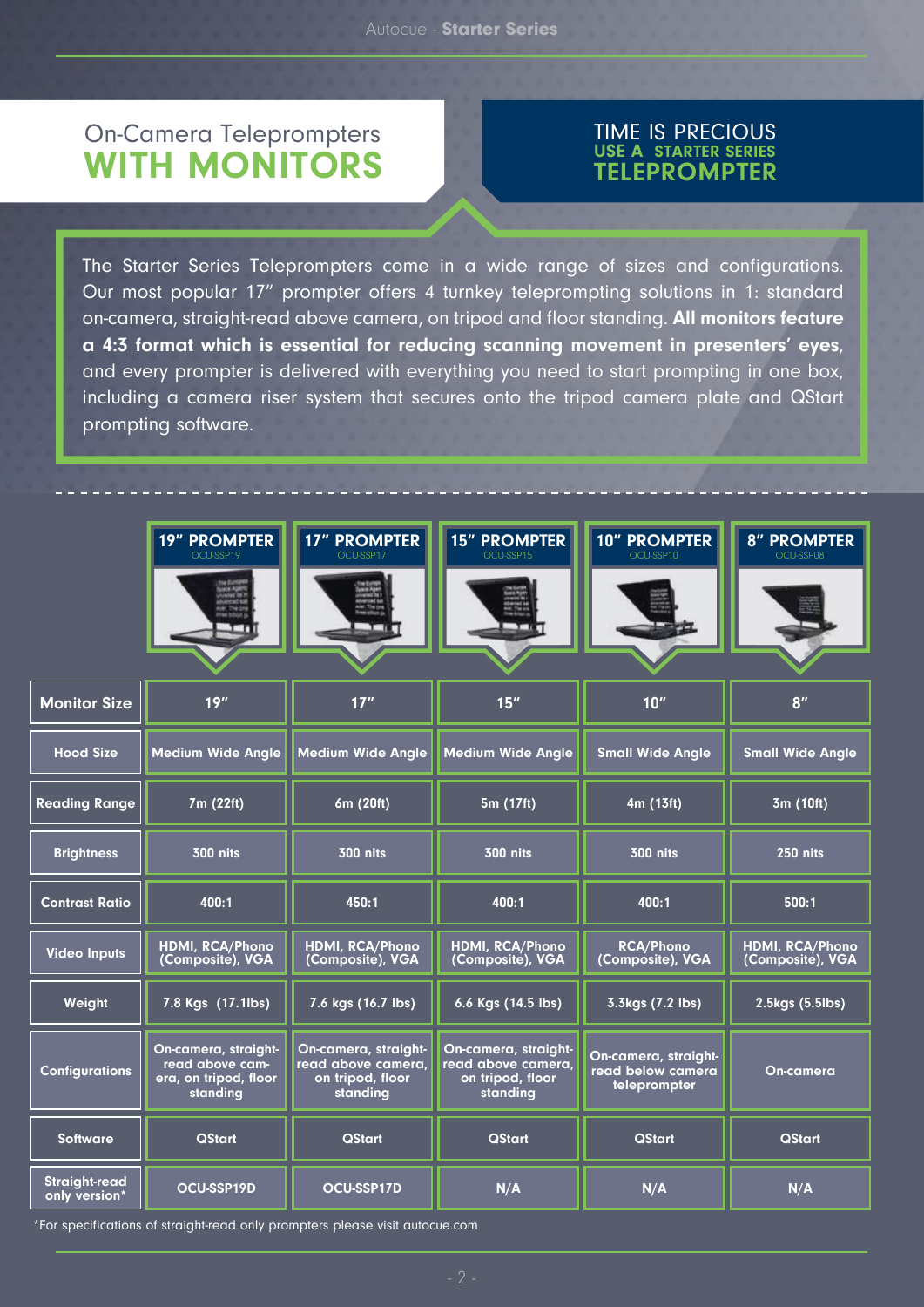## On-Camera Teleprompters **WITH MONITORS**

## TIME IS PRECIOUS
### USE A STARTER SERIES
## TELEPROMPTER

The Starter Series Teleprompters come in a wide range of sizes and configurations. Our most popular 17″ prompter offers 4 turnkey teleprompting solutions in 1: standard on-camera, straight-read above camera, on tripod and floor standing. **All monitors feature a 4:3 format which is essential for reducing scanning movement in presenters' eyes**, and every prompter is delivered with everything you need to start prompting in one box, including a camera riser system that secures onto the tripod camera plate and QStart prompting software.

| | 19″ PROMPTER OCU-SSP19 | 17″ PROMPTER OCU-SSP17 | 15″ PROMPTER OCU-SSP15 | 10″ PROMPTER OCU-SSP10 | 8″ PROMPTER OCU-SSP08 |
|---|---|---|---|---|---|
| Monitor Size | 19″ | 17″ | 15″ | 10″ | 8″ |
| Hood Size | Medium Wide Angle | Medium Wide Angle | Medium Wide Angle | Small Wide Angle | Small Wide Angle |
| Reading Range | 7m (22ft) | 6m (20ft) | 5m (17ft) | 4m (13ft) | 3m (10ft) |
| Brightness | 300 nits | 300 nits | 300 nits | 300 nits | 250 nits |
| Contrast Ratio | 400:1 | 450:1 | 400:1 | 400:1 | 500:1 |
| Video Inputs | HDMI, RCA/Phono (Composite), VGA | HDMI, RCA/Phono (Composite), VGA | HDMI, RCA/Phono (Composite), VGA | RCA/Phono (Composite), VGA | HDMI, RCA/Phono (Composite), VGA |
| Weight | 7.8 Kgs (17.1lbs) | 7.6 kgs (16.7 lbs) | 6.6 Kgs (14.5 lbs) | 3.3kgs (7.2 lbs) | 2.5kgs (5.5lbs) |
| Configurations | On-camera, straight-read above camera, on tripod, floor standing | On-camera, straight-read above camera, on tripod, floor standing | On-camera, straight-read above camera, on tripod, floor standing | On-camera, straight-read below camera teleprompter | On-camera |
| Software | QStart | QStart | QStart | QStart | QStart |
| Straight-read only version* | OCU-SSP19D | OCU-SSP17D | N/A | N/A | N/A |

*For specifications of straight-read only prompters please visit autocue.com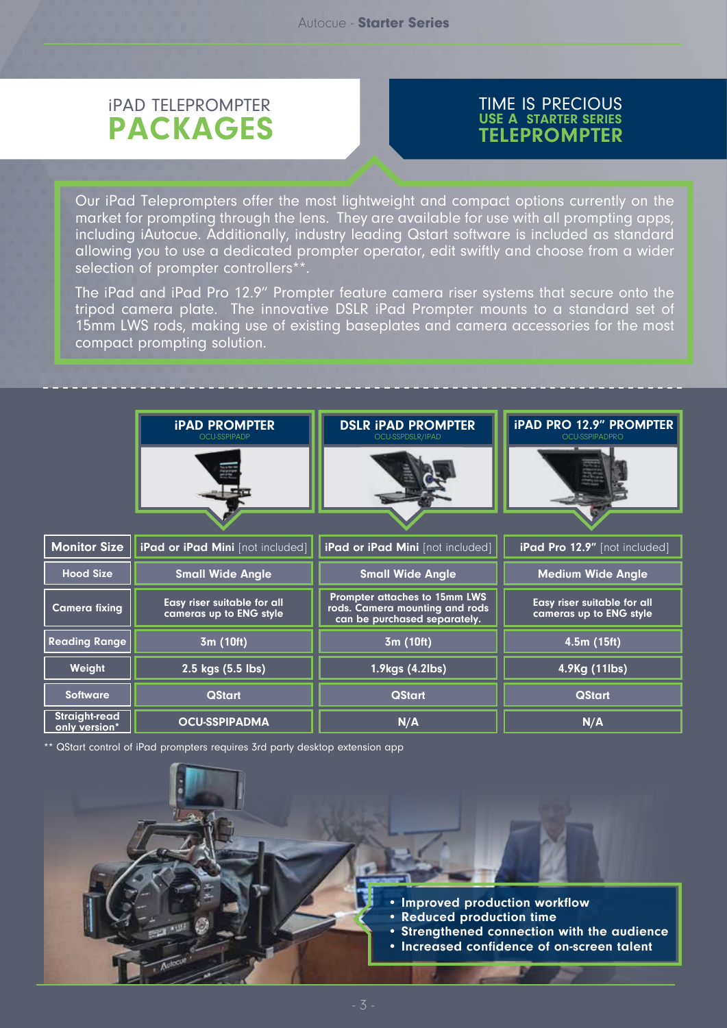# iPAD TELEPROMPTER PACKAGES

## TIME IS PRECIOUS USE A STARTER SERIES TELEPROMPTER

Our iPad Teleprompters offer the most lightweight and compact options currently on the market for prompting through the lens. They are available for use with all prompting apps, including iAutocue. Additionally, industry leading Qstart software is included as standard allowing you to use a dedicated prompter operator, edit swiftly and choose from a wider selection of prompter controllers**.

The iPad and iPad Pro 12.9" Prompter feature camera riser systems that secure onto the tripod camera plate. The innovative DSLR iPad Prompter mounts to a standard set of 15mm LWS rods, making use of existing baseplates and camera accessories for the most compact prompting solution.

| | iPAD PROMPTER OCU-SSPIPADP | DSLR iPAD PROMPTER OCU-SSPDSLR/IPAD | iPAD PRO 12.9" PROMPTER OCU-SSPIPADPRO |
|---|---|---|---|
| Monitor Size | **iPad or iPad Mini** [not included] | **iPad or iPad Mini** [not included] | **iPad Pro 12.9"** [not included] |
| Hood Size | Small Wide Angle | Small Wide Angle | Medium Wide Angle |
| Camera fixing | Easy riser suitable for all cameras up to ENG style | Prompter attaches to 15mm LWS rods. Camera mounting and rods can be purchased separately. | Easy riser suitable for all cameras up to ENG style |
| Reading Range | 3m (10ft) | 3m (10ft) | 4.5m (15ft) |
| Weight | 2.5 kgs (5.5 lbs) | 1.9kgs (4.2lbs) | 4.9Kg (11lbs) |
| Software | QStart | QStart | QStart |
| Straight-read only version* | OCU-SSPIPADMA | N/A | N/A |

** QStart control of iPad prompters requires 3rd party desktop extension app

- Improved production workflow
- Reduced production time
- Strengthened connection with the audience
- Increased confidence of on-screen talent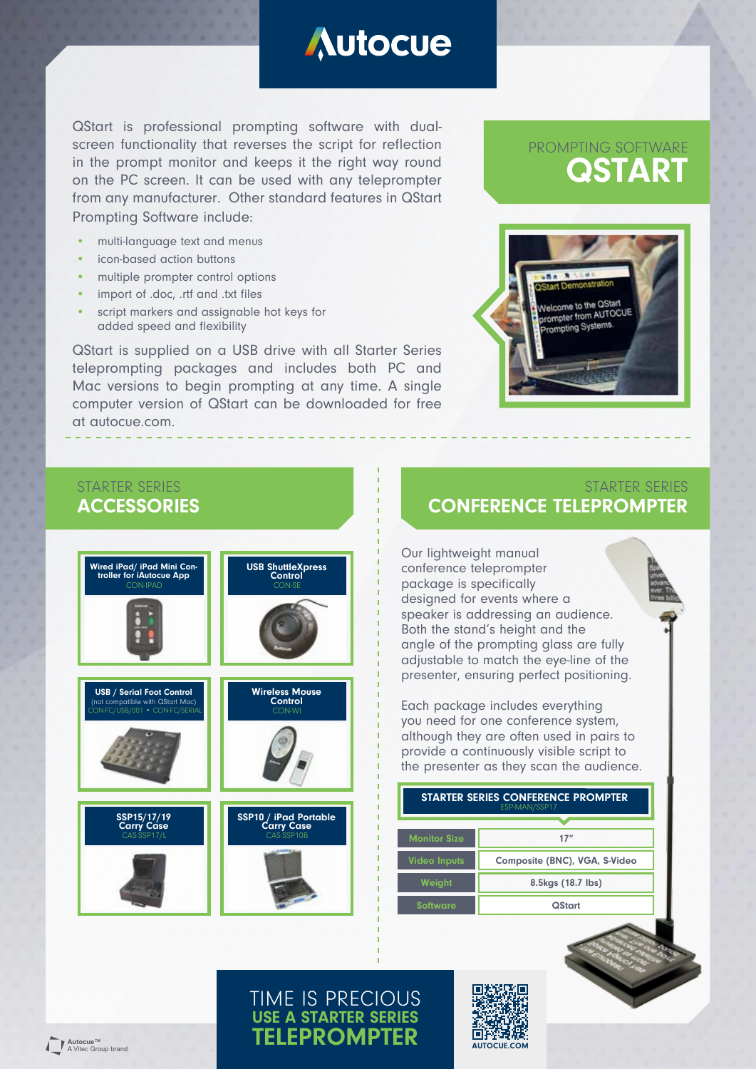# Autocue

## PROMPTING SOFTWARE
# QSTART

QStart is professional prompting software with dual-screen functionality that reverses the script for reflection in the prompt monitor and keeps it the right way round on the PC screen. It can be used with any teleprompter from any manufacturer. Other standard features in QStart Prompting Software include:

- multi-language text and menus
- icon-based action buttons
- multiple prompter control options
- import of .doc, .rtf and .txt files
- script markers and assignable hot keys for added speed and flexibility

QStart is supplied on a USB drive with all Starter Series teleprompting packages and includes both PC and Mac versions to begin prompting at any time. A single computer version of QStart can be downloaded for free at autocue.com.

## STARTER SERIES ACCESSORIES

**Wired iPad/ iPad Mini Controller for iAutocue App**
CON-IPAD

**USB ShuttleXpress Control**
CON-SE

**USB / Serial Foot Control**
(not compatible with QStart Mac)
CON-FC/USB/001 • CON-FC/SERIAL

**Wireless Mouse Control**
CON-WI

**SSP15/17/19 Carry Case**
CAS-SSP17/L

**SSP10 / iPad Portable Carry Case**
CAS-SSP10B

## STARTER SERIES CONFERENCE TELEPROMPTER

Our lightweight manual conference teleprompter package is specifically designed for events where a speaker is addressing an audience. Both the stand's height and the angle of the prompting glass are fully adjustable to match the eye-line of the presenter, ensuring perfect positioning.

Each package includes everything you need for one conference system, although they are often used in pairs to provide a continuously visible script to the presenter as they scan the audience.

**STARTER SERIES CONFERENCE PROMPTER**
ESP-MAN/SSP17

| | |
|---|---|
| Monitor Size | 17" |
| Video Inputs | Composite (BNC), VGA, S-Video |
| Weight | 8.5kgs (18.7 lbs) |
| Software | QStart |

TIME IS PRECIOUS
**USE A STARTER SERIES TELEPROMPTER**

AUTOCUE.COM

Autocue™
A Vitec Group brand